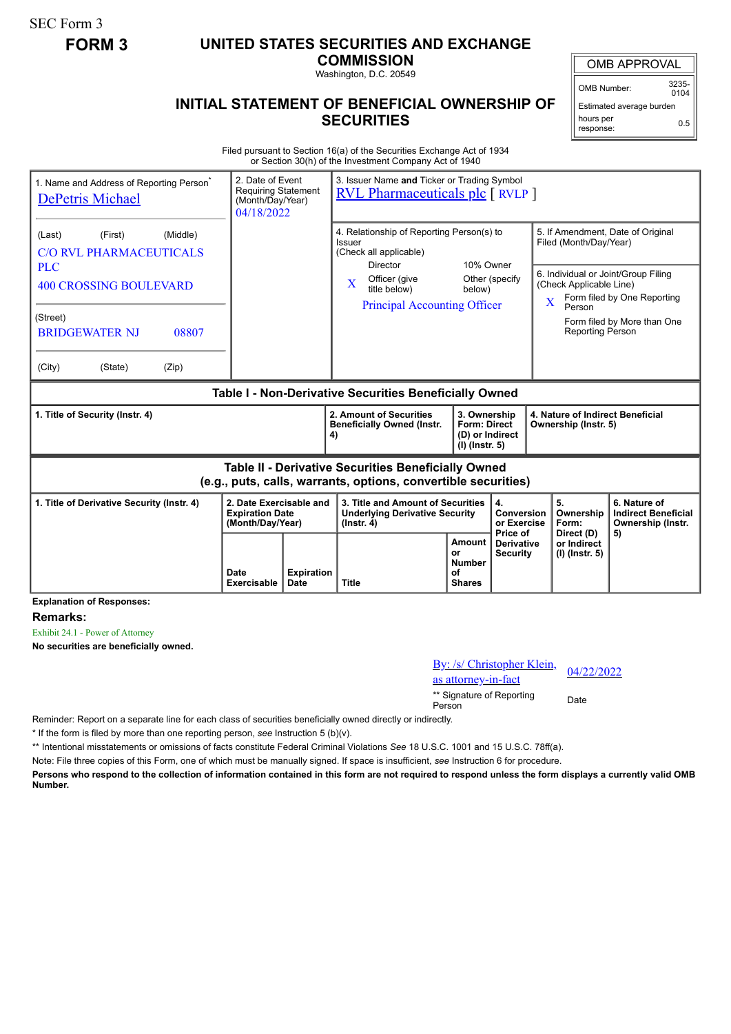SEC Form 3

**FORM 3**

# UNITED STATES SECURITIES AND EXCHANGE COMMISSION

Washington, D.C. 20549

## INITIAL STATEMENT OF BENEFICIAL OWNERSHIP OF SECURITIES

| OMB APPROVAL | |
|---|---|
| OMB Number: | 3235-0104 |
| Estimated average burden hours per response: | 0.5 |

Filed pursuant to Section 16(a) of the Securities Exchange Act of 1934 or Section 30(h) of the Investment Company Act of 1940

| 1. Name and Address of Reporting Person* | 2. Date of Event Requiring Statement (Month/Day/Year) | 3. Issuer Name and Ticker or Trading Symbol |
|---|---|---|
| DePetris Michael | 04/18/2022 | RVL Pharmaceuticals plc [ RVLP ] |
| (Last) (First) (Middle)<br>C/O RVL PHARMACEUTICALS PLC<br>400 CROSSING BOULEVARD | | 4. Relationship of Reporting Person(s) to Issuer (Check all applicable)<br>Director / 10% Owner<br>X Officer (give title below) / Other (specify below)<br>Principal Accounting Officer |
| (Street)<br>BRIDGEWATER NJ 08807 | | 5. If Amendment, Date of Original Filed (Month/Day/Year) |
| (City) (State) (Zip) | | 6. Individual or Joint/Group Filing (Check Applicable Line)<br>X Form filed by One Reporting Person<br>Form filed by More than One Reporting Person |

**Table I - Non-Derivative Securities Beneficially Owned**

| 1. Title of Security (Instr. 4) | 2. Amount of Securities Beneficially Owned (Instr. 4) | 3. Ownership Form: Direct (D) or Indirect (I) (Instr. 5) | 4. Nature of Indirect Beneficial Ownership (Instr. 5) |
|---|---|---|---|

**Table II - Derivative Securities Beneficially Owned (e.g., puts, calls, warrants, options, convertible securities)**

| 1. Title of Derivative Security (Instr. 4) | 2. Date Exercisable and Expiration Date (Month/Day/Year) | | 3. Title and Amount of Securities Underlying Derivative Security (Instr. 4) | | 4. Conversion or Exercise Price of Derivative Security | 5. Ownership Form: Direct (D) or Indirect (I) (Instr. 5) | 6. Nature of Indirect Beneficial Ownership (Instr. 5) |
|---|---|---|---|---|---|---|---|
| | Date Exercisable | Expiration Date | Title | Amount or Number of Shares | | | |

**Explanation of Responses:**

**Remarks:**

Exhibit 24.1 - Power of Attorney

**No securities are beneficially owned.**

| By: /s/ Christopher Klein, as attorney-in-fact | 04/22/2022 |
|---|---|
| ** Signature of Reporting Person | Date |

Reminder: Report on a separate line for each class of securities beneficially owned directly or indirectly.

\* If the form is filed by more than one reporting person, *see* Instruction 5 (b)(v).

** Intentional misstatements or omissions of facts constitute Federal Criminal Violations *See* 18 U.S.C. 1001 and 15 U.S.C. 78ff(a).

Note: File three copies of this Form, one of which must be manually signed. If space is insufficient, *see* Instruction 6 for procedure.

**Persons who respond to the collection of information contained in this form are not required to respond unless the form displays a currently valid OMB Number.**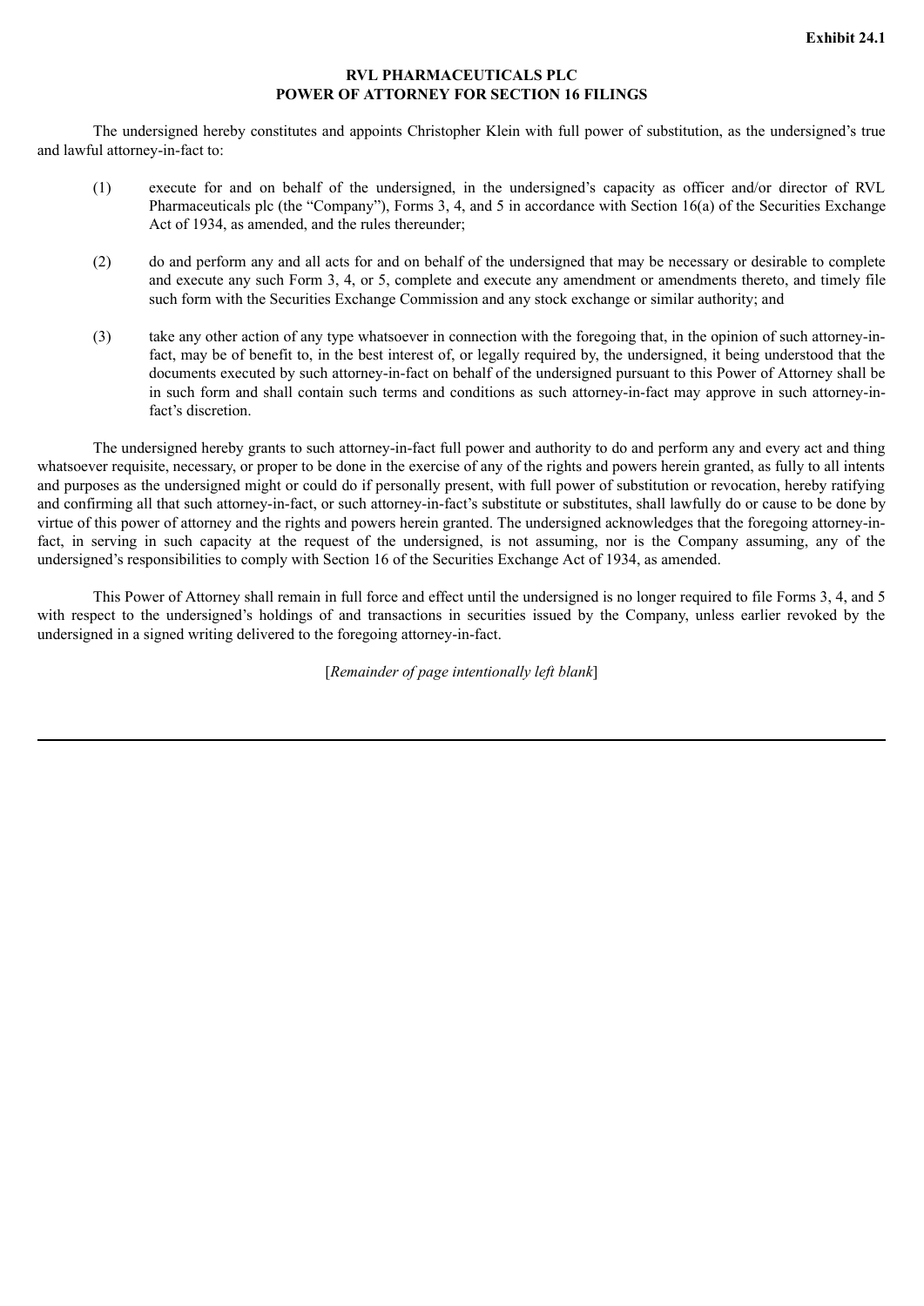**Exhibit 24.1**

**RVL PHARMACEUTICALS PLC**
**POWER OF ATTORNEY FOR SECTION 16 FILINGS**

The undersigned hereby constitutes and appoints Christopher Klein with full power of substitution, as the undersigned's true and lawful attorney-in-fact to:

(1) execute for and on behalf of the undersigned, in the undersigned's capacity as officer and/or director of RVL Pharmaceuticals plc (the "Company"), Forms 3, 4, and 5 in accordance with Section 16(a) of the Securities Exchange Act of 1934, as amended, and the rules thereunder;

(2) do and perform any and all acts for and on behalf of the undersigned that may be necessary or desirable to complete and execute any such Form 3, 4, or 5, complete and execute any amendment or amendments thereto, and timely file such form with the Securities Exchange Commission and any stock exchange or similar authority; and

(3) take any other action of any type whatsoever in connection with the foregoing that, in the opinion of such attorney-in-fact, may be of benefit to, in the best interest of, or legally required by, the undersigned, it being understood that the documents executed by such attorney-in-fact on behalf of the undersigned pursuant to this Power of Attorney shall be in such form and shall contain such terms and conditions as such attorney-in-fact may approve in such attorney-in-fact's discretion.

The undersigned hereby grants to such attorney-in-fact full power and authority to do and perform any and every act and thing whatsoever requisite, necessary, or proper to be done in the exercise of any of the rights and powers herein granted, as fully to all intents and purposes as the undersigned might or could do if personally present, with full power of substitution or revocation, hereby ratifying and confirming all that such attorney-in-fact, or such attorney-in-fact's substitute or substitutes, shall lawfully do or cause to be done by virtue of this power of attorney and the rights and powers herein granted. The undersigned acknowledges that the foregoing attorney-in-fact, in serving in such capacity at the request of the undersigned, is not assuming, nor is the Company assuming, any of the undersigned's responsibilities to comply with Section 16 of the Securities Exchange Act of 1934, as amended.

This Power of Attorney shall remain in full force and effect until the undersigned is no longer required to file Forms 3, 4, and 5 with respect to the undersigned's holdings of and transactions in securities issued by the Company, unless earlier revoked by the undersigned in a signed writing delivered to the foregoing attorney-in-fact.

[*Remainder of page intentionally left blank*]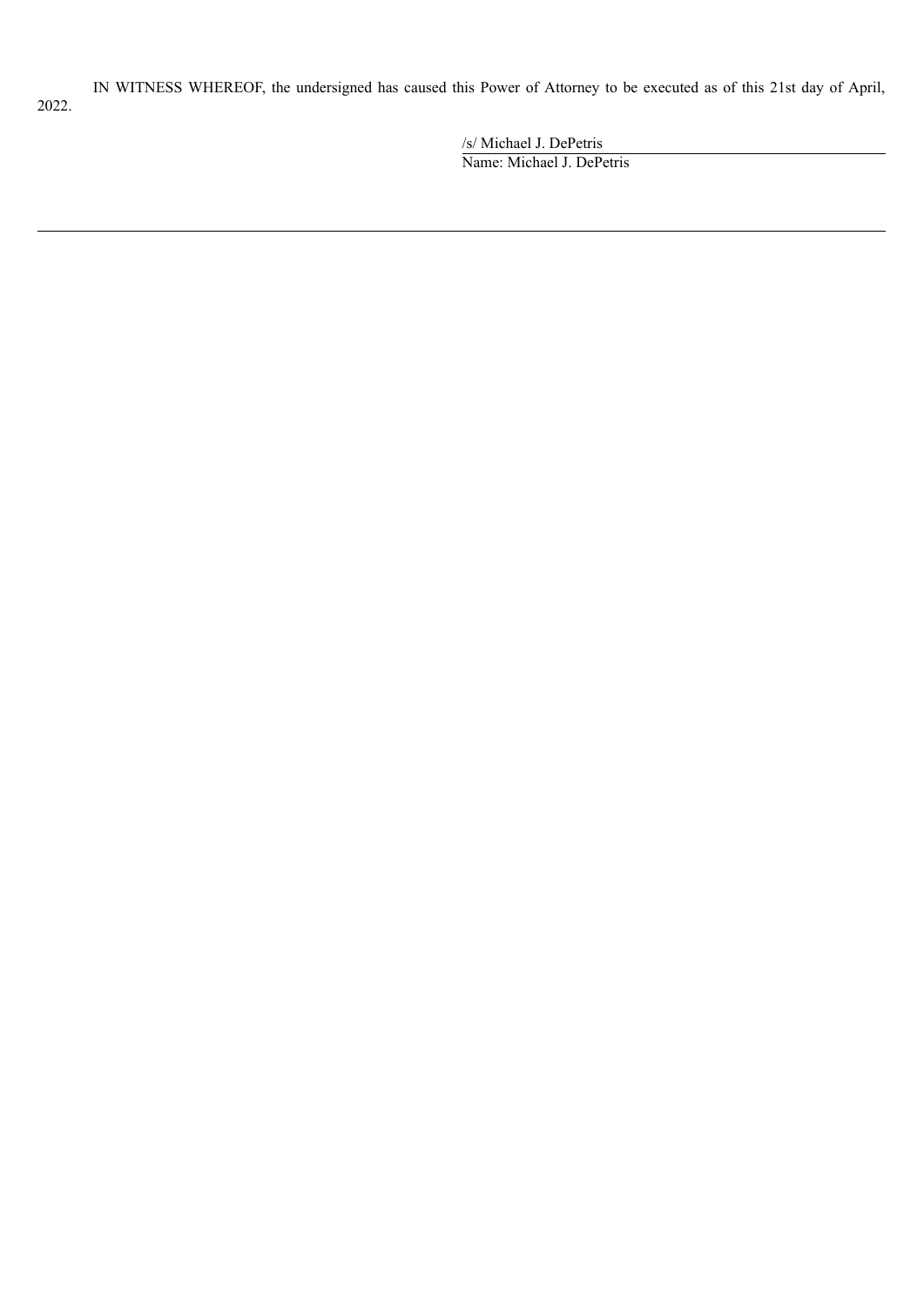IN WITNESS WHEREOF, the undersigned has caused this Power of Attorney to be executed as of this 21st day of April, 2022.

/s/ Michael J. DePetris

Name: Michael J. DePetris